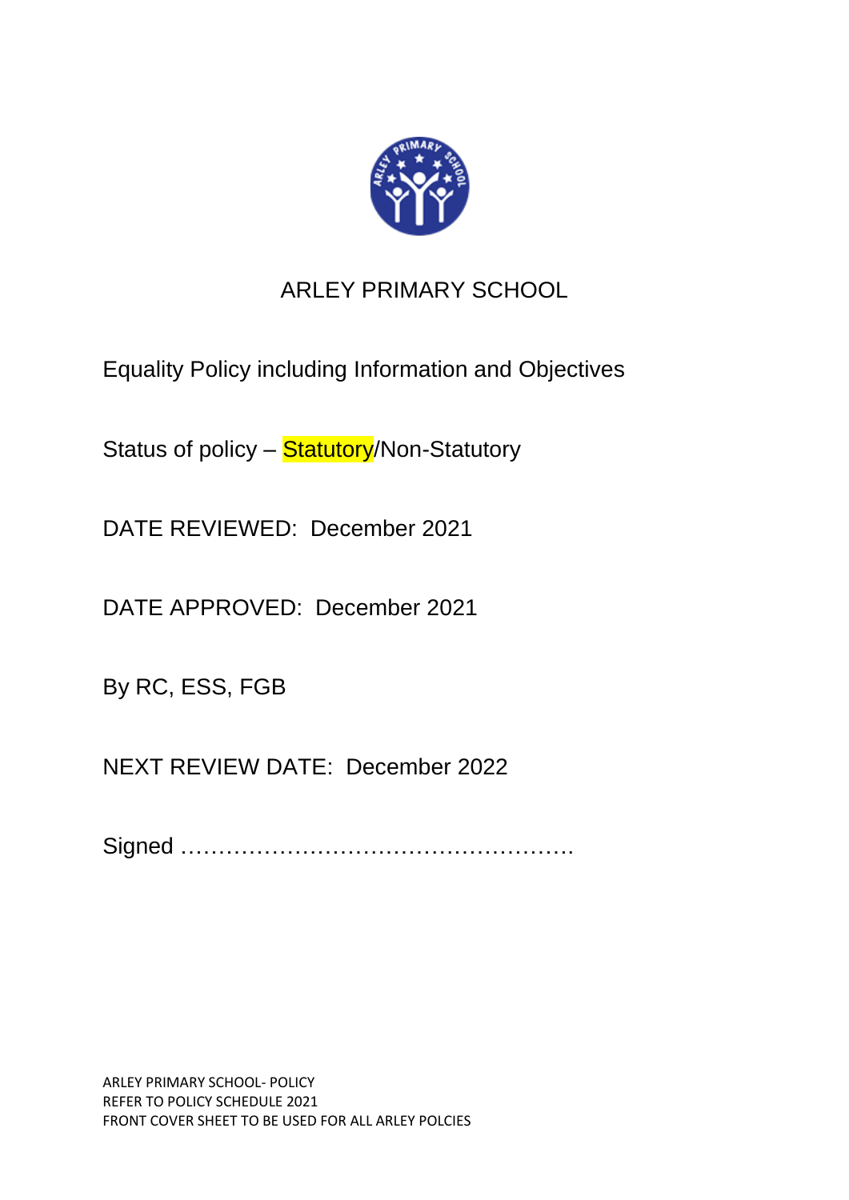# ARLEY PRIMARY SCHOOL

Equality Policy including Information and Objectives

Status of policy – Statutory/Non-Statutory

DATE REVIEWED: December 2021

DATE APPROVED: December 2021

By RC, ESS, FGB

NEXT REVIEW DATE: December 2022

Signed …………………………………………….

ARLEY PRIMARY SCHOOL- POLICY
REFER TO POLICY SCHEDULE 2021
FRONT COVER SHEET TO BE USED FOR ALL ARLEY POLCIES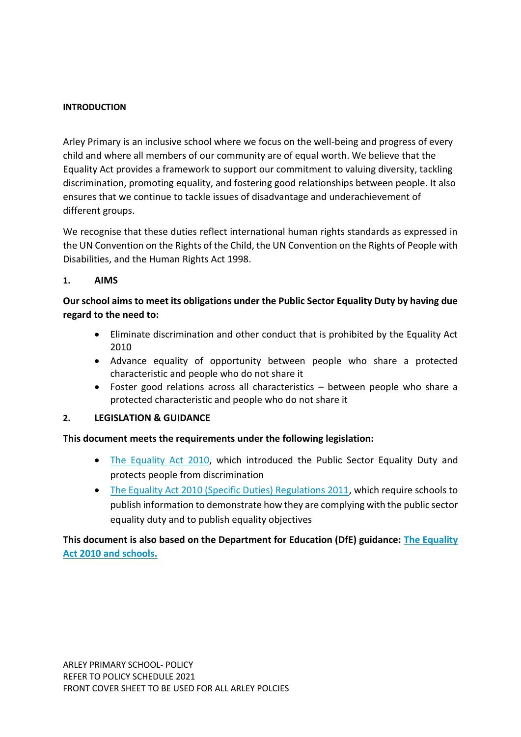**INTRODUCTION**

Arley Primary is an inclusive school where we focus on the well-being and progress of every child and where all members of our community are of equal worth. We believe that the Equality Act provides a framework to support our commitment to valuing diversity, tackling discrimination, promoting equality, and fostering good relationships between people. It also ensures that we continue to tackle issues of disadvantage and underachievement of different groups.

We recognise that these duties reflect international human rights standards as expressed in the UN Convention on the Rights of the Child, the UN Convention on the Rights of People with Disabilities, and the Human Rights Act 1998.

## 1. AIMS

**Our school aims to meet its obligations under the Public Sector Equality Duty by having due regard to the need to:**

- Eliminate discrimination and other conduct that is prohibited by the Equality Act 2010
- Advance equality of opportunity between people who share a protected characteristic and people who do not share it
- Foster good relations across all characteristics – between people who share a protected characteristic and people who do not share it

## 2. LEGISLATION & GUIDANCE

**This document meets the requirements under the following legislation:**

- The Equality Act 2010, which introduced the Public Sector Equality Duty and protects people from discrimination
- The Equality Act 2010 (Specific Duties) Regulations 2011, which require schools to publish information to demonstrate how they are complying with the public sector equality duty and to publish equality objectives

**This document is also based on the Department for Education (DfE) guidance: The Equality Act 2010 and schools.**

ARLEY PRIMARY SCHOOL- POLICY
REFER TO POLICY SCHEDULE 2021
FRONT COVER SHEET TO BE USED FOR ALL ARLEY POLCIES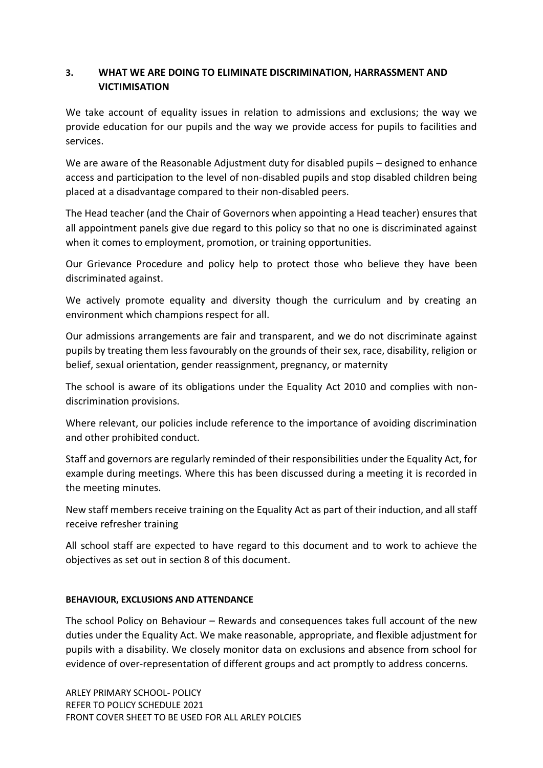## 3. WHAT WE ARE DOING TO ELIMINATE DISCRIMINATION, HARRASSMENT AND VICTIMISATION

We take account of equality issues in relation to admissions and exclusions; the way we provide education for our pupils and the way we provide access for pupils to facilities and services.

We are aware of the Reasonable Adjustment duty for disabled pupils – designed to enhance access and participation to the level of non-disabled pupils and stop disabled children being placed at a disadvantage compared to their non-disabled peers.

The Head teacher (and the Chair of Governors when appointing a Head teacher) ensures that all appointment panels give due regard to this policy so that no one is discriminated against when it comes to employment, promotion, or training opportunities.

Our Grievance Procedure and policy help to protect those who believe they have been discriminated against.

We actively promote equality and diversity though the curriculum and by creating an environment which champions respect for all.

Our admissions arrangements are fair and transparent, and we do not discriminate against pupils by treating them less favourably on the grounds of their sex, race, disability, religion or belief, sexual orientation, gender reassignment, pregnancy, or maternity

The school is aware of its obligations under the Equality Act 2010 and complies with non-discrimination provisions.

Where relevant, our policies include reference to the importance of avoiding discrimination and other prohibited conduct.

Staff and governors are regularly reminded of their responsibilities under the Equality Act, for example during meetings. Where this has been discussed during a meeting it is recorded in the meeting minutes.

New staff members receive training on the Equality Act as part of their induction, and all staff receive refresher training

All school staff are expected to have regard to this document and to work to achieve the objectives as set out in section 8 of this document.

**BEHAVIOUR, EXCLUSIONS AND ATTENDANCE**

The school Policy on Behaviour – Rewards and consequences takes full account of the new duties under the Equality Act. We make reasonable, appropriate, and flexible adjustment for pupils with a disability. We closely monitor data on exclusions and absence from school for evidence of over-representation of different groups and act promptly to address concerns.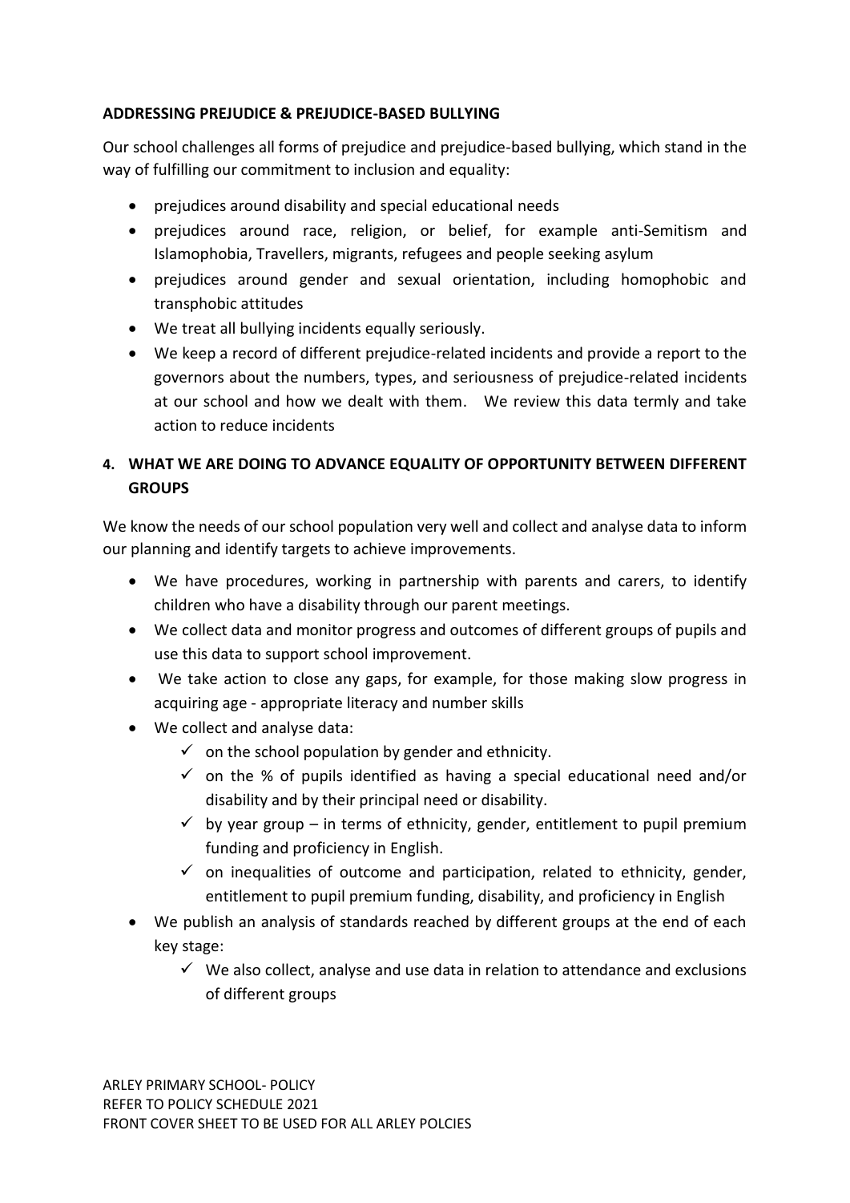**ADDRESSING PREJUDICE & PREJUDICE-BASED BULLYING**

Our school challenges all forms of prejudice and prejudice-based bullying, which stand in the way of fulfilling our commitment to inclusion and equality:

- prejudices around disability and special educational needs
- prejudices around race, religion, or belief, for example anti-Semitism and Islamophobia, Travellers, migrants, refugees and people seeking asylum
- prejudices around gender and sexual orientation, including homophobic and transphobic attitudes
- We treat all bullying incidents equally seriously.
- We keep a record of different prejudice-related incidents and provide a report to the governors about the numbers, types, and seriousness of prejudice-related incidents at our school and how we dealt with them. We review this data termly and take action to reduce incidents

## 4. WHAT WE ARE DOING TO ADVANCE EQUALITY OF OPPORTUNITY BETWEEN DIFFERENT GROUPS

We know the needs of our school population very well and collect and analyse data to inform our planning and identify targets to achieve improvements.

- We have procedures, working in partnership with parents and carers, to identify children who have a disability through our parent meetings.
- We collect data and monitor progress and outcomes of different groups of pupils and use this data to support school improvement.
- We take action to close any gaps, for example, for those making slow progress in acquiring age - appropriate literacy and number skills
- We collect and analyse data:
  - ✓ on the school population by gender and ethnicity.
  - ✓ on the % of pupils identified as having a special educational need and/or disability and by their principal need or disability.
  - ✓ by year group – in terms of ethnicity, gender, entitlement to pupil premium funding and proficiency in English.
  - ✓ on inequalities of outcome and participation, related to ethnicity, gender, entitlement to pupil premium funding, disability, and proficiency in English
- We publish an analysis of standards reached by different groups at the end of each key stage:
  - ✓ We also collect, analyse and use data in relation to attendance and exclusions of different groups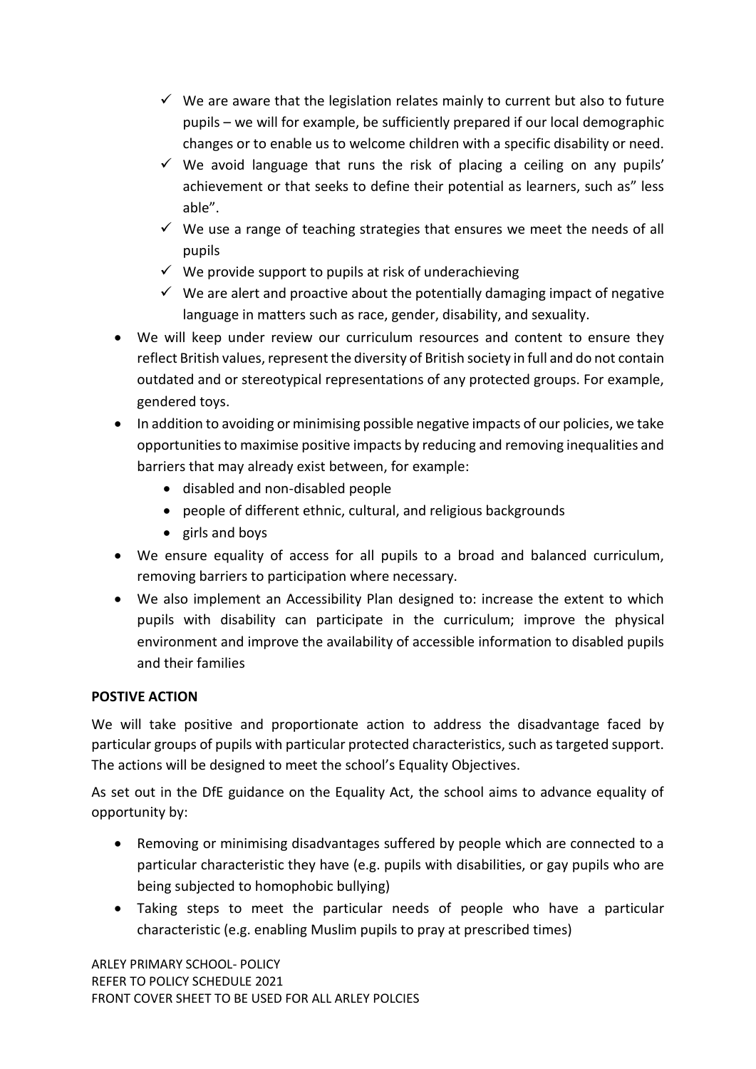- ✓ We are aware that the legislation relates mainly to current but also to future pupils – we will for example, be sufficiently prepared if our local demographic changes or to enable us to welcome children with a specific disability or need.
  - ✓ We avoid language that runs the risk of placing a ceiling on any pupils' achievement or that seeks to define their potential as learners, such as" less able".
  - ✓ We use a range of teaching strategies that ensures we meet the needs of all pupils
  - ✓ We provide support to pupils at risk of underachieving
  - ✓ We are alert and proactive about the potentially damaging impact of negative language in matters such as race, gender, disability, and sexuality.
- We will keep under review our curriculum resources and content to ensure they reflect British values, represent the diversity of British society in full and do not contain outdated and or stereotypical representations of any protected groups. For example, gendered toys.
- In addition to avoiding or minimising possible negative impacts of our policies, we take opportunities to maximise positive impacts by reducing and removing inequalities and barriers that may already exist between, for example:
  - disabled and non-disabled people
  - people of different ethnic, cultural, and religious backgrounds
  - girls and boys
- We ensure equality of access for all pupils to a broad and balanced curriculum, removing barriers to participation where necessary.
- We also implement an Accessibility Plan designed to: increase the extent to which pupils with disability can participate in the curriculum; improve the physical environment and improve the availability of accessible information to disabled pupils and their families

**POSTIVE ACTION**

We will take positive and proportionate action to address the disadvantage faced by particular groups of pupils with particular protected characteristics, such as targeted support. The actions will be designed to meet the school's Equality Objectives.

As set out in the DfE guidance on the Equality Act, the school aims to advance equality of opportunity by:

- Removing or minimising disadvantages suffered by people which are connected to a particular characteristic they have (e.g. pupils with disabilities, or gay pupils who are being subjected to homophobic bullying)
- Taking steps to meet the particular needs of people who have a particular characteristic (e.g. enabling Muslim pupils to pray at prescribed times)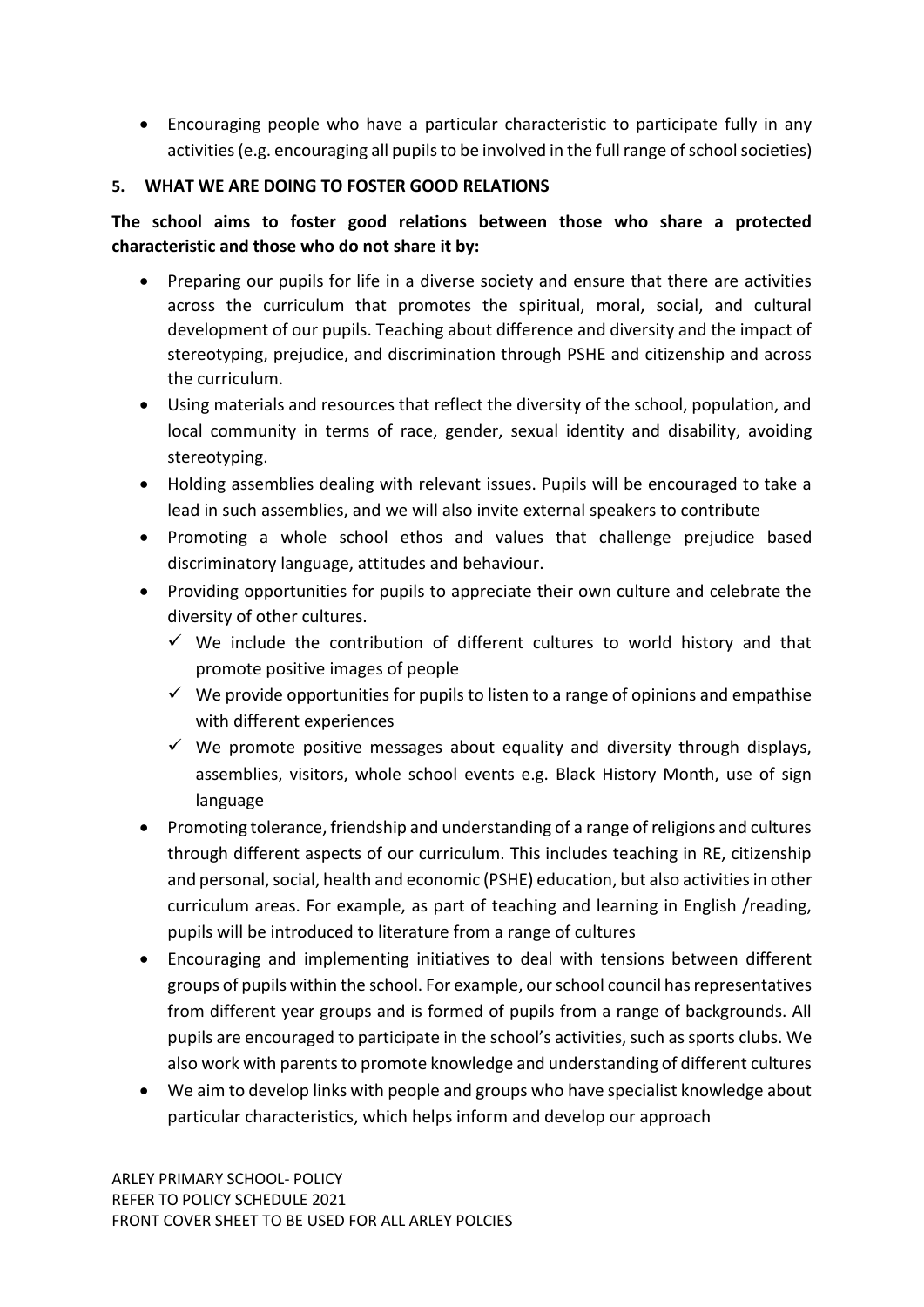- Encouraging people who have a particular characteristic to participate fully in any activities (e.g. encouraging all pupils to be involved in the full range of school societies)

## 5. WHAT WE ARE DOING TO FOSTER GOOD RELATIONS

**The school aims to foster good relations between those who share a protected characteristic and those who do not share it by:**

- Preparing our pupils for life in a diverse society and ensure that there are activities across the curriculum that promotes the spiritual, moral, social, and cultural development of our pupils. Teaching about difference and diversity and the impact of stereotyping, prejudice, and discrimination through PSHE and citizenship and across the curriculum.
- Using materials and resources that reflect the diversity of the school, population, and local community in terms of race, gender, sexual identity and disability, avoiding stereotyping.
- Holding assemblies dealing with relevant issues. Pupils will be encouraged to take a lead in such assemblies, and we will also invite external speakers to contribute
- Promoting a whole school ethos and values that challenge prejudice based discriminatory language, attitudes and behaviour.
- Providing opportunities for pupils to appreciate their own culture and celebrate the diversity of other cultures.
  - ✓ We include the contribution of different cultures to world history and that promote positive images of people
  - ✓ We provide opportunities for pupils to listen to a range of opinions and empathise with different experiences
  - ✓ We promote positive messages about equality and diversity through displays, assemblies, visitors, whole school events e.g. Black History Month, use of sign language
- Promoting tolerance, friendship and understanding of a range of religions and cultures through different aspects of our curriculum. This includes teaching in RE, citizenship and personal, social, health and economic (PSHE) education, but also activities in other curriculum areas. For example, as part of teaching and learning in English /reading, pupils will be introduced to literature from a range of cultures
- Encouraging and implementing initiatives to deal with tensions between different groups of pupils within the school. For example, our school council has representatives from different year groups and is formed of pupils from a range of backgrounds. All pupils are encouraged to participate in the school's activities, such as sports clubs. We also work with parents to promote knowledge and understanding of different cultures
- We aim to develop links with people and groups who have specialist knowledge about particular characteristics, which helps inform and develop our approach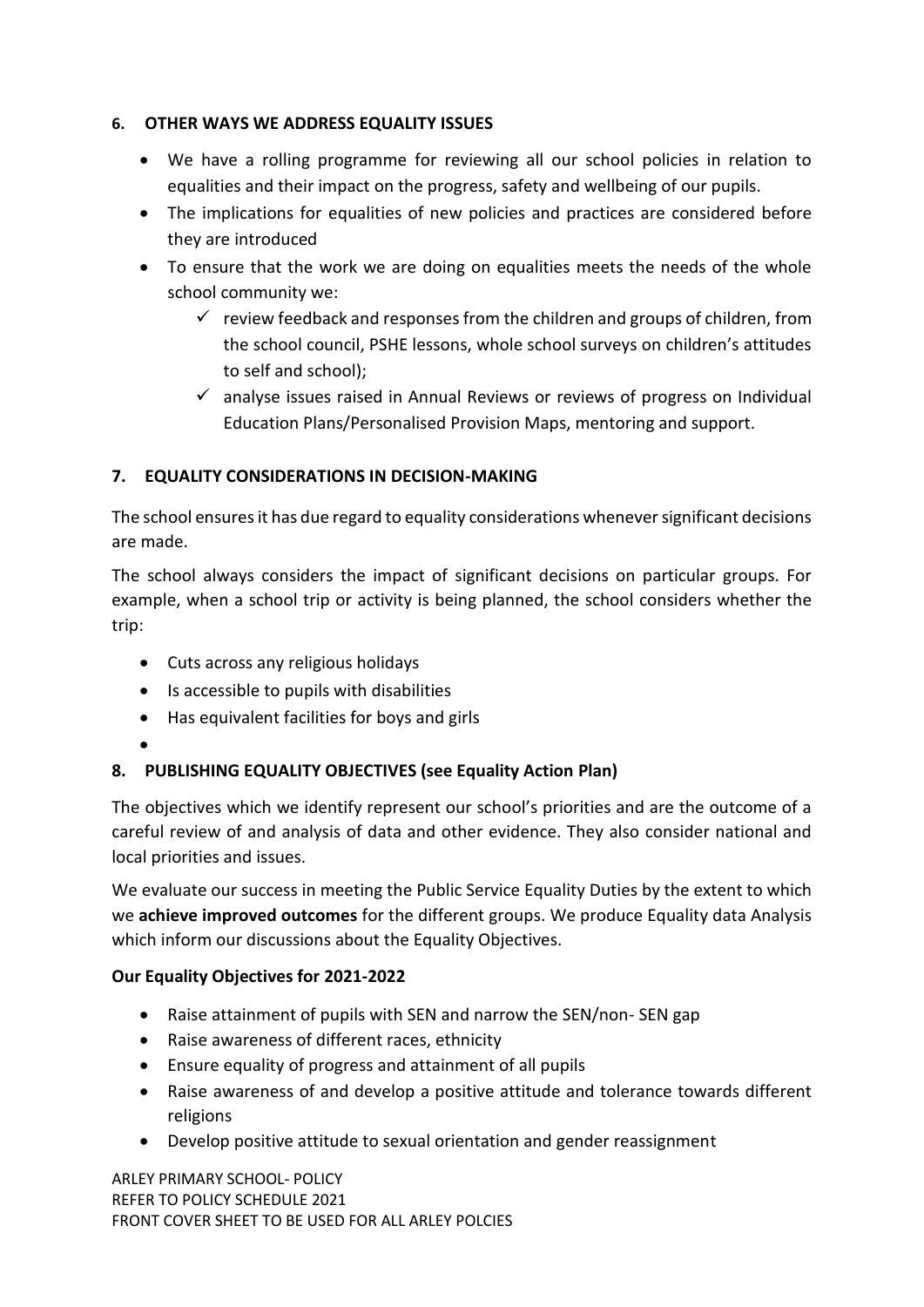## 6. OTHER WAYS WE ADDRESS EQUALITY ISSUES

- We have a rolling programme for reviewing all our school policies in relation to equalities and their impact on the progress, safety and wellbeing of our pupils.
- The implications for equalities of new policies and practices are considered before they are introduced
- To ensure that the work we are doing on equalities meets the needs of the whole school community we:
  - ✓ review feedback and responses from the children and groups of children, from the school council, PSHE lessons, whole school surveys on children's attitudes to self and school);
  - ✓ analyse issues raised in Annual Reviews or reviews of progress on Individual Education Plans/Personalised Provision Maps, mentoring and support.

## 7. EQUALITY CONSIDERATIONS IN DECISION-MAKING

The school ensures it has due regard to equality considerations whenever significant decisions are made.

The school always considers the impact of significant decisions on particular groups. For example, when a school trip or activity is being planned, the school considers whether the trip:

- Cuts across any religious holidays
- Is accessible to pupils with disabilities
- Has equivalent facilities for boys and girls

## 8. PUBLISHING EQUALITY OBJECTIVES (see Equality Action Plan)

The objectives which we identify represent our school's priorities and are the outcome of a careful review of and analysis of data and other evidence. They also consider national and local priorities and issues.

We evaluate our success in meeting the Public Service Equality Duties by the extent to which we **achieve improved outcomes** for the different groups. We produce Equality data Analysis which inform our discussions about the Equality Objectives.

**Our Equality Objectives for 2021-2022**

- Raise attainment of pupils with SEN and narrow the SEN/non- SEN gap
- Raise awareness of different races, ethnicity
- Ensure equality of progress and attainment of all pupils
- Raise awareness of and develop a positive attitude and tolerance towards different religions
- Develop positive attitude to sexual orientation and gender reassignment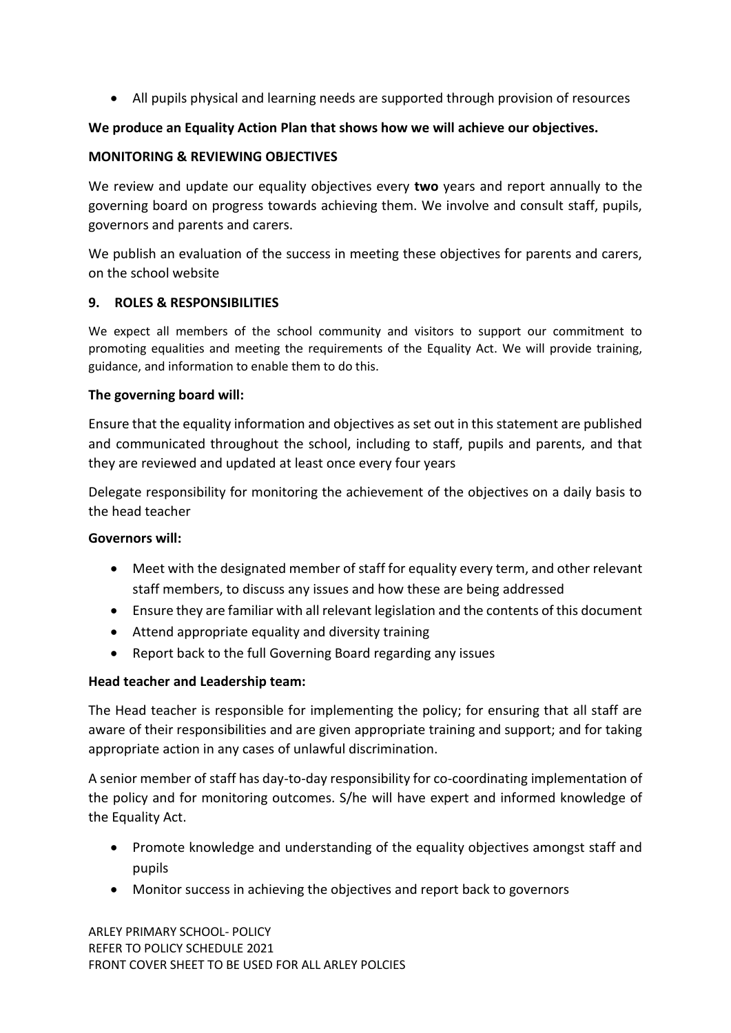- All pupils physical and learning needs are supported through provision of resources

**We produce an Equality Action Plan that shows how we will achieve our objectives.**

**MONITORING & REVIEWING OBJECTIVES**

We review and update our equality objectives every **two** years and report annually to the governing board on progress towards achieving them. We involve and consult staff, pupils, governors and parents and carers.

We publish an evaluation of the success in meeting these objectives for parents and carers, on the school website

## 9. ROLES & RESPONSIBILITIES

We expect all members of the school community and visitors to support our commitment to promoting equalities and meeting the requirements of the Equality Act. We will provide training, guidance, and information to enable them to do this.

**The governing board will:**

Ensure that the equality information and objectives as set out in this statement are published and communicated throughout the school, including to staff, pupils and parents, and that they are reviewed and updated at least once every four years

Delegate responsibility for monitoring the achievement of the objectives on a daily basis to the head teacher

**Governors will:**

- Meet with the designated member of staff for equality every term, and other relevant staff members, to discuss any issues and how these are being addressed
- Ensure they are familiar with all relevant legislation and the contents of this document
- Attend appropriate equality and diversity training
- Report back to the full Governing Board regarding any issues

**Head teacher and Leadership team:**

The Head teacher is responsible for implementing the policy; for ensuring that all staff are aware of their responsibilities and are given appropriate training and support; and for taking appropriate action in any cases of unlawful discrimination.

A senior member of staff has day-to-day responsibility for co-coordinating implementation of the policy and for monitoring outcomes. S/he will have expert and informed knowledge of the Equality Act.

- Promote knowledge and understanding of the equality objectives amongst staff and pupils
- Monitor success in achieving the objectives and report back to governors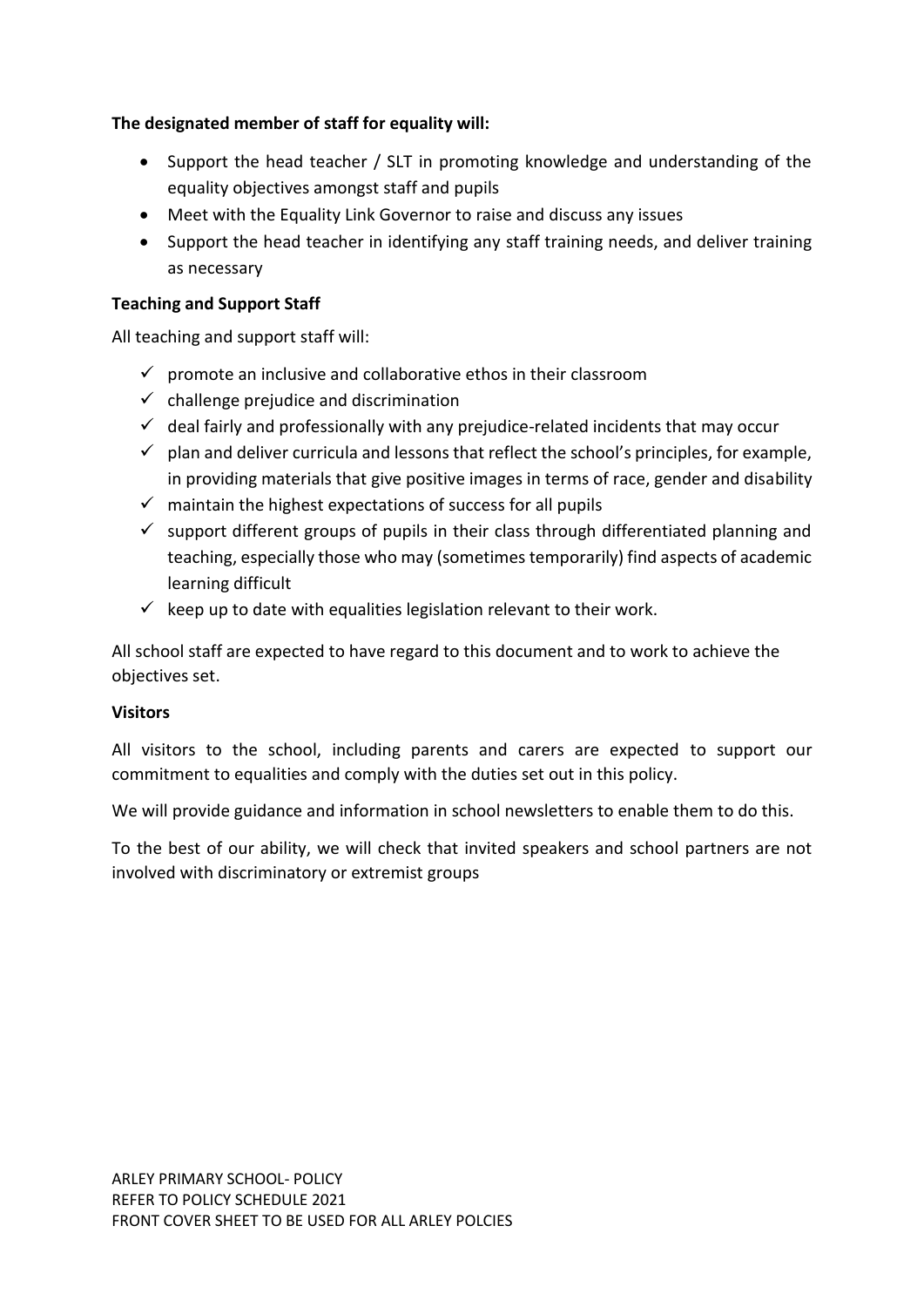**The designated member of staff for equality will:**

- Support the head teacher / SLT in promoting knowledge and understanding of the equality objectives amongst staff and pupils
- Meet with the Equality Link Governor to raise and discuss any issues
- Support the head teacher in identifying any staff training needs, and deliver training as necessary

**Teaching and Support Staff**

All teaching and support staff will:

- ✓ promote an inclusive and collaborative ethos in their classroom
- ✓ challenge prejudice and discrimination
- ✓ deal fairly and professionally with any prejudice-related incidents that may occur
- ✓ plan and deliver curricula and lessons that reflect the school's principles, for example, in providing materials that give positive images in terms of race, gender and disability
- ✓ maintain the highest expectations of success for all pupils
- ✓ support different groups of pupils in their class through differentiated planning and teaching, especially those who may (sometimes temporarily) find aspects of academic learning difficult
- ✓ keep up to date with equalities legislation relevant to their work.

All school staff are expected to have regard to this document and to work to achieve the objectives set.

**Visitors**

All visitors to the school, including parents and carers are expected to support our commitment to equalities and comply with the duties set out in this policy.

We will provide guidance and information in school newsletters to enable them to do this.

To the best of our ability, we will check that invited speakers and school partners are not involved with discriminatory or extremist groups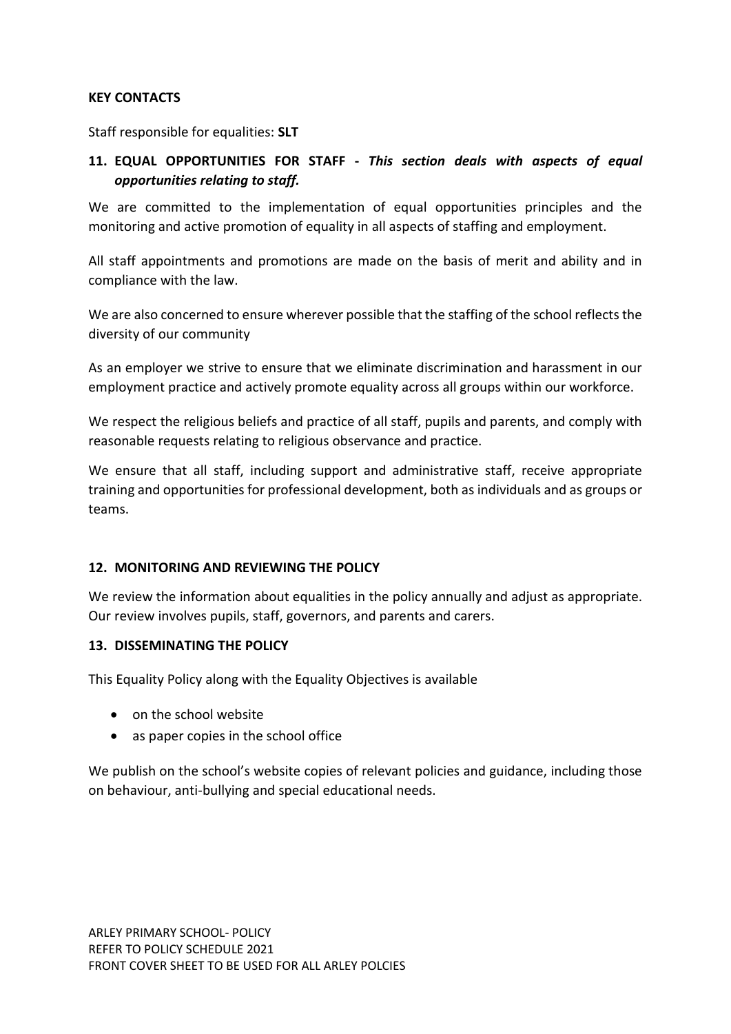**KEY CONTACTS**

Staff responsible for equalities: **SLT**

## 11. EQUAL OPPORTUNITIES FOR STAFF - *This section deals with aspects of equal opportunities relating to staff.*

We are committed to the implementation of equal opportunities principles and the monitoring and active promotion of equality in all aspects of staffing and employment.

All staff appointments and promotions are made on the basis of merit and ability and in compliance with the law.

We are also concerned to ensure wherever possible that the staffing of the school reflects the diversity of our community

As an employer we strive to ensure that we eliminate discrimination and harassment in our employment practice and actively promote equality across all groups within our workforce.

We respect the religious beliefs and practice of all staff, pupils and parents, and comply with reasonable requests relating to religious observance and practice.

We ensure that all staff, including support and administrative staff, receive appropriate training and opportunities for professional development, both as individuals and as groups or teams.

## 12. MONITORING AND REVIEWING THE POLICY

We review the information about equalities in the policy annually and adjust as appropriate. Our review involves pupils, staff, governors, and parents and carers.

## 13. DISSEMINATING THE POLICY

This Equality Policy along with the Equality Objectives is available

- on the school website
- as paper copies in the school office

We publish on the school's website copies of relevant policies and guidance, including those on behaviour, anti-bullying and special educational needs.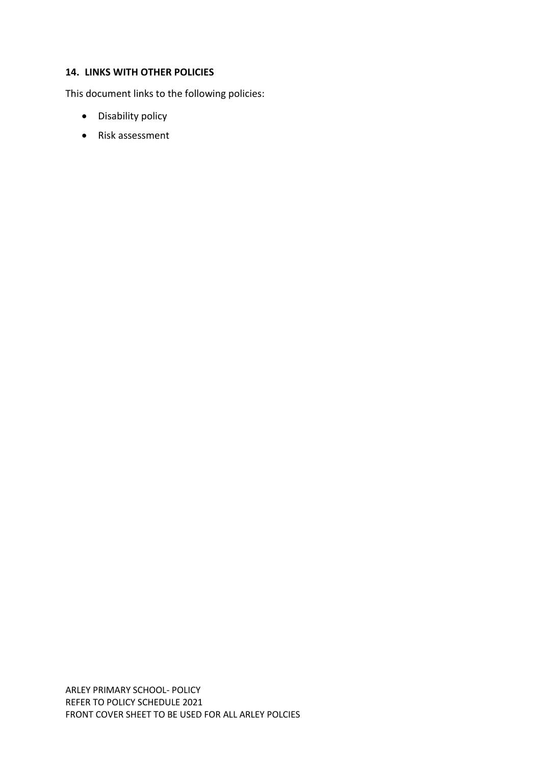## 14. LINKS WITH OTHER POLICIES

This document links to the following policies:

- Disability policy
- Risk assessment